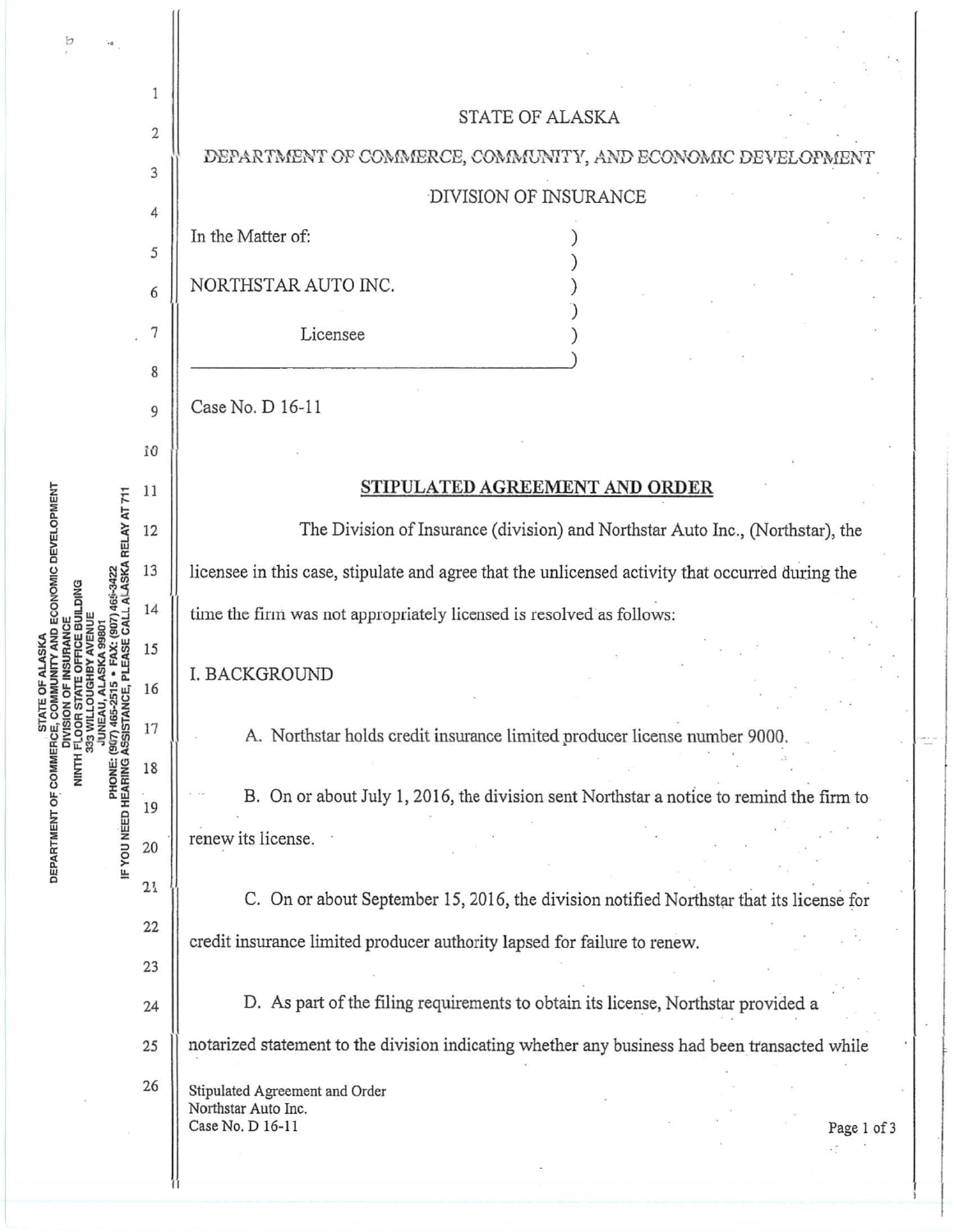STATE OF ALASKA

DEPARTMENT OF COMMERCE, COMMUNITY, AND ECONOMIC DEVELOPMENT

DIVISION OF INSURANCE

In the Matter of:

NORTHSTAR AUTO INC.

Licensee

Case No. D 16-11

## STIPULATED AGREEMENT AND ORDER

The Division of Insurance (division) and Northstar Auto Inc., (Northstar), the licensee in this case, stipulate and agree that the unlicensed activity that occurred during the time the firm was not appropriately licensed is resolved as follows:

I. BACKGROUND

A. Northstar holds credit insurance limited producer license number 9000.

B. On or about July 1, 2016, the division sent Northstar a notice to remind the firm to renew its license.

C. On or about September 15, 2016, the division notified Northstar that its license for credit insurance limited producer authority lapsed for failure to renew.

D. As part of the filing requirements to obtain its license, Northstar provided a notarized statement to the division indicating whether any business had been transacted while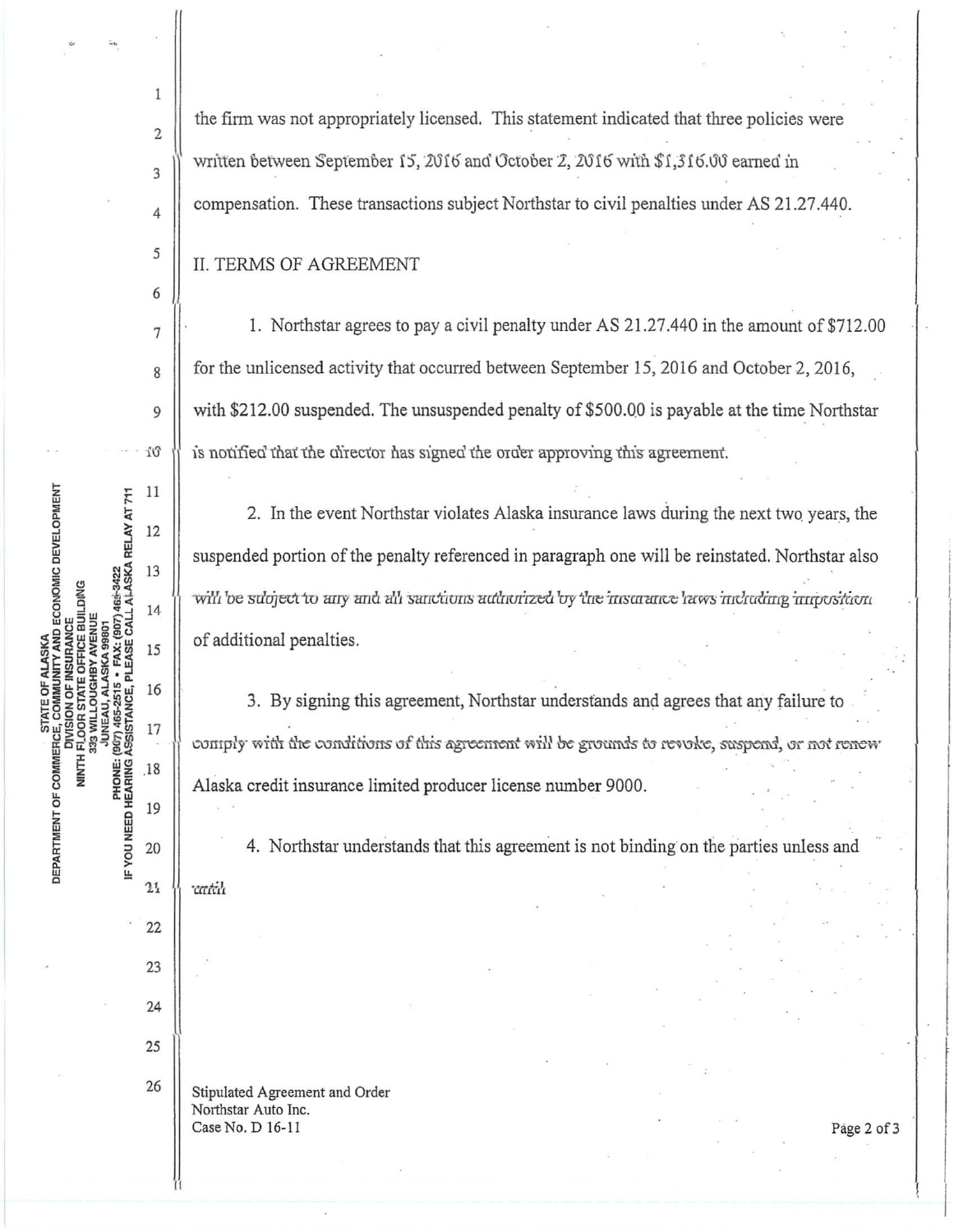the firm was not appropriately licensed. This statement indicated that three policies were written between September 15, 2016 and October 2, 2016 with $1,316.00 earned in compensation. These transactions subject Northstar to civil penalties under AS 21.27.440.

## II. TERMS OF AGREEMENT

1. Northstar agrees to pay a civil penalty under AS 21.27.440 in the amount of $712.00 for the unlicensed activity that occurred between September 15, 2016 and October 2, 2016, with $212.00 suspended. The unsuspended penalty of $500.00 is payable at the time Northstar is notified that the director has signed the order approving this agreement.

2. In the event Northstar violates Alaska insurance laws during the next two years, the suspended portion of the penalty referenced in paragraph one will be reinstated. Northstar also will be subject to any and all sanctions authorized by the insurance laws including imposition of additional penalties.

3. By signing this agreement, Northstar understands and agrees that any failure to comply with the conditions of this agreement will be grounds to revoke, suspend, or not renew Alaska credit insurance limited producer license number 9000.

4. Northstar understands that this agreement is not binding on the parties unless and until

Stipulated Agreement and Order
Northstar Auto Inc.
Case No. D 16-11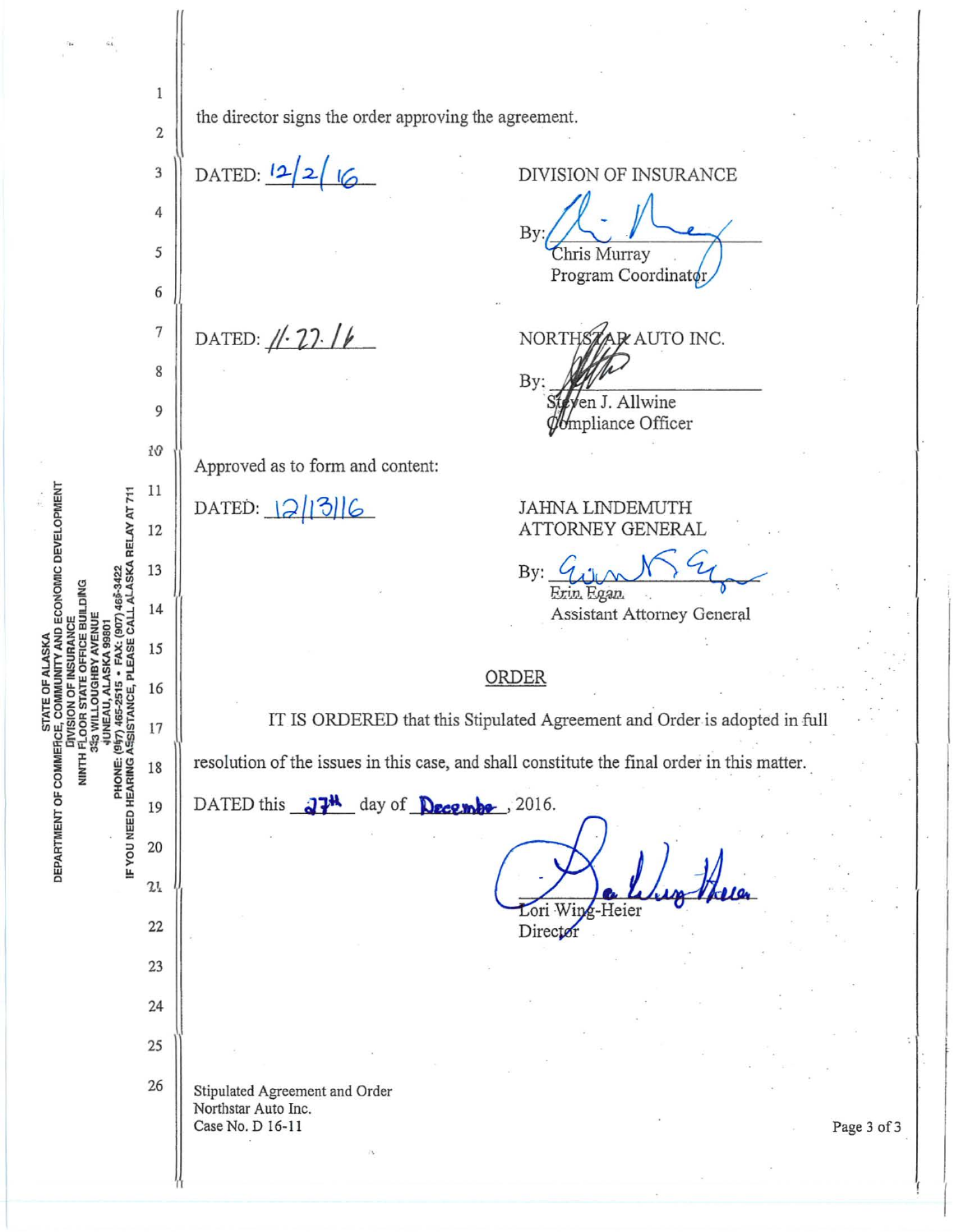the director signs the order approving the agreement.

DATED: 12/2/16

DIVISION OF INSURANCE

By: 
Chris Murray
Program Coordinator

DATED: 11.22.16

NORTHSTAR AUTO INC.

By: 
Steven J. Allwine
Compliance Officer

Approved as to form and content:

DATED: 12/13/16

JAHNA LINDEMUTH
ATTORNEY GENERAL

By: 
Erin Egan
Assistant Attorney General

## ORDER

IT IS ORDERED that this Stipulated Agreement and Order is adopted in full resolution of the issues in this case, and shall constitute the final order in this matter.

DATED this 27th day of December, 2016.

Lori Wing-Heier
Director

Stipulated Agreement and Order
Northstar Auto Inc.
Case No. D 16-11